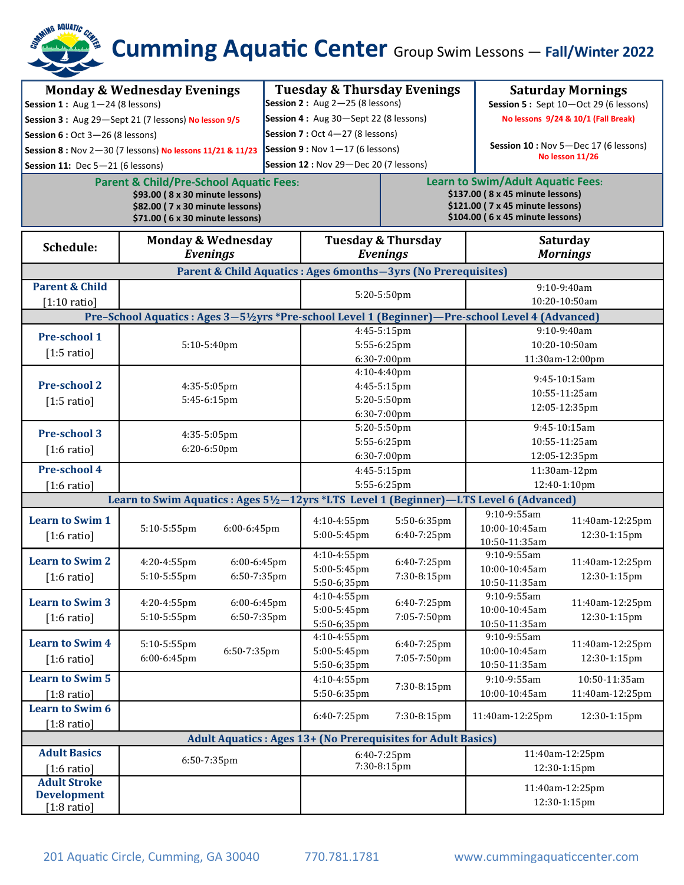# Cumming Aquatic Center Group Swim Lessons — Fall/Winter 2022

| Monday & Wednesday Evenings | Tuesday & Thursday Evenings | Saturday Mornings |
|---|---|---|
| **Session 1 :** Aug 1—24 (8 lessons) | **Session 2 :** Aug 2—25 (8 lessons) | **Session 5 :** Sept 10—Oct 29 (6 lessons) **No lessons 9/24 & 10/1 (Fall Break)** |
| **Session 3 :** Aug 29—Sept 21 (7 lessons) **No lesson 9/5** | **Session 4 :** Aug 30—Sept 22 (8 lessons) | **Session 10 :** Nov 5—Dec 17 (6 lessons) **No lesson 11/26** |
| **Session 6 :** Oct 3—26 (8 lessons) | **Session 7 :** Oct 4—27 (8 lessons) | |
| **Session 8 :** Nov 2—30 (7 lessons) **No lessons 11/21 & 11/23** | **Session 9 :** Nov 1—17 (6 lessons) | |
| **Session 11:** Dec 5—21 (6 lessons) | **Session 12 :** Nov 29—Dec 20 (7 lessons) | |

| Parent & Child/Pre-School Aquatic Fees: | Learn to Swim/Adult Aquatic Fees: |
|---|---|
| $93.00 ( 8 x 30 minute lessons) | $137.00 ( 8 x 45 minute lessons) |
| $82.00 ( 7 x 30 minute lessons) | $121.00 ( 7 x 45 minute lessons) |
| $71.00 ( 6 x 30 minute lessons) | $104.00 ( 6 x 45 minute lessons) |

| Schedule: | Monday & Wednesday *Evenings* | | Tuesday & Thursday *Evenings* | | Saturday *Mornings* | |
|---|---|---|---|---|---|---|
| **Parent & Child Aquatics : Ages 6months—3yrs (No Prerequisites)** | | | | | | |
| **Parent & Child** [1:10 ratio] | | | 5:20-5:50pm | | 9:10-9:40am<br>10:20-10:50am | |
| **Pre–School Aquatics : Ages 3—5½yrs *Pre-school Level 1 (Beginner)—Pre-school Level 4 (Advanced)** | | | | | | |
| **Pre-school 1** [1:5 ratio] | 5:10-5:40pm | | 4:45-5:15pm<br>5:55-6:25pm<br>6:30-7:00pm | | 9:10-9:40am<br>10:20-10:50am<br>11:30am-12:00pm | |
| **Pre-school 2** [1:5 ratio] | 4:35-5:05pm<br>5:45-6:15pm | | 4:10-4:40pm<br>4:45-5:15pm<br>5:20-5:50pm<br>6:30-7:00pm | | 9:45-10:15am<br>10:55-11:25am<br>12:05-12:35pm | |
| **Pre-school 3** [1:6 ratio] | 4:35-5:05pm<br>6:20-6:50pm | | 5:20-5:50pm<br>5:55-6:25pm<br>6:30-7:00pm | | 9:45-10:15am<br>10:55-11:25am<br>12:05-12:35pm | |
| **Pre-school 4** [1:6 ratio] | | | 4:45-5:15pm<br>5:55-6:25pm | | 11:30am-12pm<br>12:40-1:10pm | |
| **Learn to Swim Aquatics : Ages 5½—12yrs *LTS Level 1 (Beginner)—LTS Level 6 (Advanced)** | | | | | | |
| **Learn to Swim 1** [1:6 ratio] | 5:10-5:55pm | 6:00-6:45pm | 4:10-4:55pm<br>5:00-5:45pm | 5:50-6:35pm<br>6:40-7:25pm | 9:10-9:55am<br>10:00-10:45am<br>10:50-11:35am | 11:40am-12:25pm<br>12:30-1:15pm |
| **Learn to Swim 2** [1:6 ratio] | 4:20-4:55pm<br>5:10-5:55pm | 6:00-6:45pm<br>6:50-7:35pm | 4:10-4:55pm<br>5:00-5:45pm<br>5:50-6;35pm | 6:40-7:25pm<br>7:30-8:15pm | 9:10-9:55am<br>10:00-10:45am<br>10:50-11:35am | 11:40am-12:25pm<br>12:30-1:15pm |
| **Learn to Swim 3** [1:6 ratio] | 4:20-4:55pm<br>5:10-5:55pm | 6:00-6:45pm<br>6:50-7:35pm | 4:10-4:55pm<br>5:00-5:45pm<br>5:50-6;35pm | 6:40-7:25pm<br>7:05-7:50pm | 9:10-9:55am<br>10:00-10:45am<br>10:50-11:35am | 11:40am-12:25pm<br>12:30-1:15pm |
| **Learn to Swim 4** [1:6 ratio] | 5:10-5:55pm<br>6:00-6:45pm | 6:50-7:35pm | 4:10-4:55pm<br>5:00-5:45pm<br>5:50-6;35pm | 6:40-7:25pm<br>7:05-7:50pm | 9:10-9:55am<br>10:00-10:45am<br>10:50-11:35am | 11:40am-12:25pm<br>12:30-1:15pm |
| **Learn to Swim 5** [1:8 ratio] | | | 4:10-4:55pm<br>5:50-6:35pm | 7:30-8:15pm | 9:10-9:55am<br>10:00-10:45am | 10:50-11:35am<br>11:40am-12:25pm |
| **Learn to Swim 6** [1:8 ratio] | | | 6:40-7:25pm | 7:30-8:15pm | 11:40am-12:25pm | 12:30-1:15pm |
| **Adult Aquatics : Ages 13+ (No Prerequisites for Adult Basics)** | | | | | | |
| **Adult Basics** [1:6 ratio] | 6:50-7:35pm | | 6:40-7:25pm<br>7:30-8:15pm | | 11:40am-12:25pm<br>12:30-1:15pm | |
| **Adult Stroke Development** [1:8 ratio] | | | | | 11:40am-12:25pm<br>12:30-1:15pm | |

201 Aquatic Circle, Cumming, GA 30040 770.781.1781 www.cummingaquaticcenter.com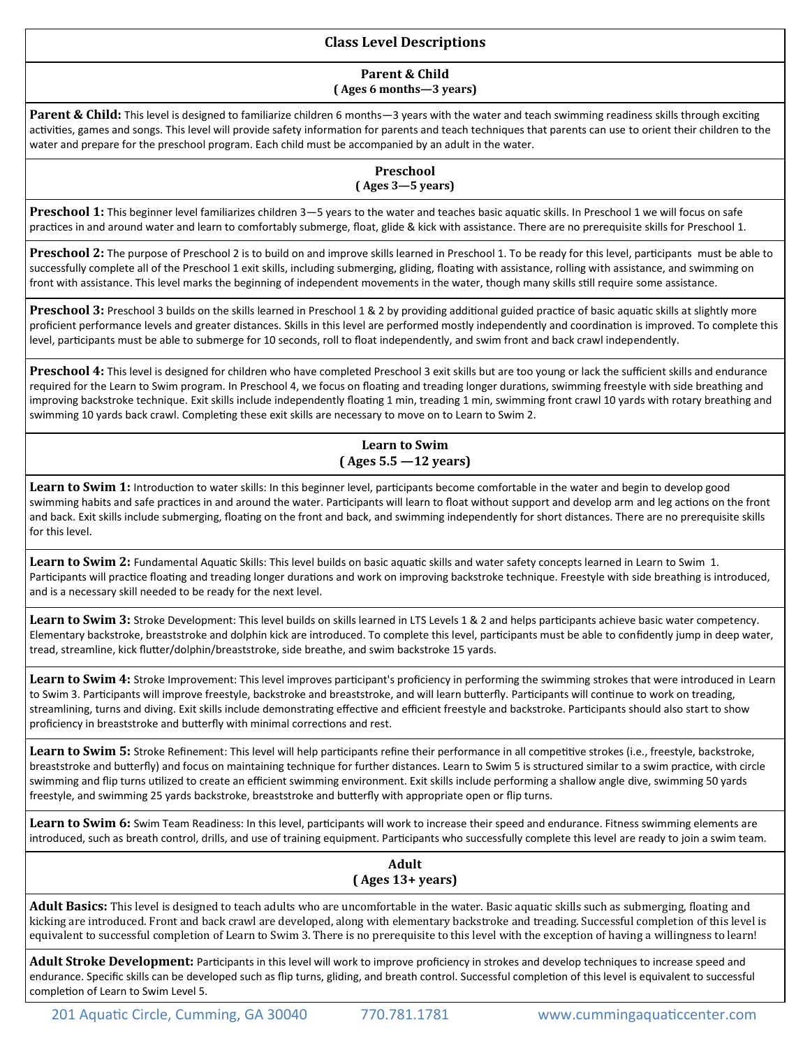# Class Level Descriptions

## Parent & Child
**( Ages 6 months—3 years)**

**Parent & Child:** This level is designed to familiarize children 6 months—3 years with the water and teach swimming readiness skills through exciting activities, games and songs. This level will provide safety information for parents and teach techniques that parents can use to orient their children to the water and prepare for the preschool program. Each child must be accompanied by an adult in the water.

## Preschool
**( Ages 3—5 years)**

**Preschool 1:** This beginner level familiarizes children 3—5 years to the water and teaches basic aquatic skills. In Preschool 1 we will focus on safe practices in and around water and learn to comfortably submerge, float, glide & kick with assistance. There are no prerequisite skills for Preschool 1.

**Preschool 2:** The purpose of Preschool 2 is to build on and improve skills learned in Preschool 1. To be ready for this level, participants must be able to successfully complete all of the Preschool 1 exit skills, including submerging, gliding, floating with assistance, rolling with assistance, and swimming on front with assistance. This level marks the beginning of independent movements in the water, though many skills still require some assistance.

**Preschool 3:** Preschool 3 builds on the skills learned in Preschool 1 & 2 by providing additional guided practice of basic aquatic skills at slightly more proficient performance levels and greater distances. Skills in this level are performed mostly independently and coordination is improved. To complete this level, participants must be able to submerge for 10 seconds, roll to float independently, and swim front and back crawl independently.

**Preschool 4:** This level is designed for children who have completed Preschool 3 exit skills but are too young or lack the sufficient skills and endurance required for the Learn to Swim program. In Preschool 4, we focus on floating and treading longer durations, swimming freestyle with side breathing and improving backstroke technique. Exit skills include independently floating 1 min, treading 1 min, swimming front crawl 10 yards with rotary breathing and swimming 10 yards back crawl. Completing these exit skills are necessary to move on to Learn to Swim 2.

## Learn to Swim
**( Ages 5.5 —12 years)**

**Learn to Swim 1:** Introduction to water skills: In this beginner level, participants become comfortable in the water and begin to develop good swimming habits and safe practices in and around the water. Participants will learn to float without support and develop arm and leg actions on the front and back. Exit skills include submerging, floating on the front and back, and swimming independently for short distances. There are no prerequisite skills for this level.

**Learn to Swim 2:** Fundamental Aquatic Skills: This level builds on basic aquatic skills and water safety concepts learned in Learn to Swim 1. Participants will practice floating and treading longer durations and work on improving backstroke technique. Freestyle with side breathing is introduced, and is a necessary skill needed to be ready for the next level.

**Learn to Swim 3:** Stroke Development: This level builds on skills learned in LTS Levels 1 & 2 and helps participants achieve basic water competency. Elementary backstroke, breaststroke and dolphin kick are introduced. To complete this level, participants must be able to confidently jump in deep water, tread, streamline, kick flutter/dolphin/breaststroke, side breathe, and swim backstroke 15 yards.

**Learn to Swim 4:** Stroke Improvement: This level improves participant's proficiency in performing the swimming strokes that were introduced in Learn to Swim 3. Participants will improve freestyle, backstroke and breaststroke, and will learn butterfly. Participants will continue to work on treading, streamlining, turns and diving. Exit skills include demonstrating effective and efficient freestyle and backstroke. Participants should also start to show proficiency in breaststroke and butterfly with minimal corrections and rest.

**Learn to Swim 5:** Stroke Refinement: This level will help participants refine their performance in all competitive strokes (i.e., freestyle, backstroke, breaststroke and butterfly) and focus on maintaining technique for further distances. Learn to Swim 5 is structured similar to a swim practice, with circle swimming and flip turns utilized to create an efficient swimming environment. Exit skills include performing a shallow angle dive, swimming 50 yards freestyle, and swimming 25 yards backstroke, breaststroke and butterfly with appropriate open or flip turns.

**Learn to Swim 6:** Swim Team Readiness: In this level, participants will work to increase their speed and endurance. Fitness swimming elements are introduced, such as breath control, drills, and use of training equipment. Participants who successfully complete this level are ready to join a swim team.

## Adult
**( Ages 13+ years)**

**Adult Basics:** This level is designed to teach adults who are uncomfortable in the water. Basic aquatic skills such as submerging, floating and kicking are introduced. Front and back crawl are developed, along with elementary backstroke and treading. Successful completion of this level is equivalent to successful completion of Learn to Swim 3. There is no prerequisite to this level with the exception of having a willingness to learn!

**Adult Stroke Development:** Participants in this level will work to improve proficiency in strokes and develop techniques to increase speed and endurance. Specific skills can be developed such as flip turns, gliding, and breath control. Successful completion of this level is equivalent to successful completion of Learn to Swim Level 5.

201 Aquatic Circle, Cumming, GA 30040   770.781.1781   www.cummingaquaticcenter.com